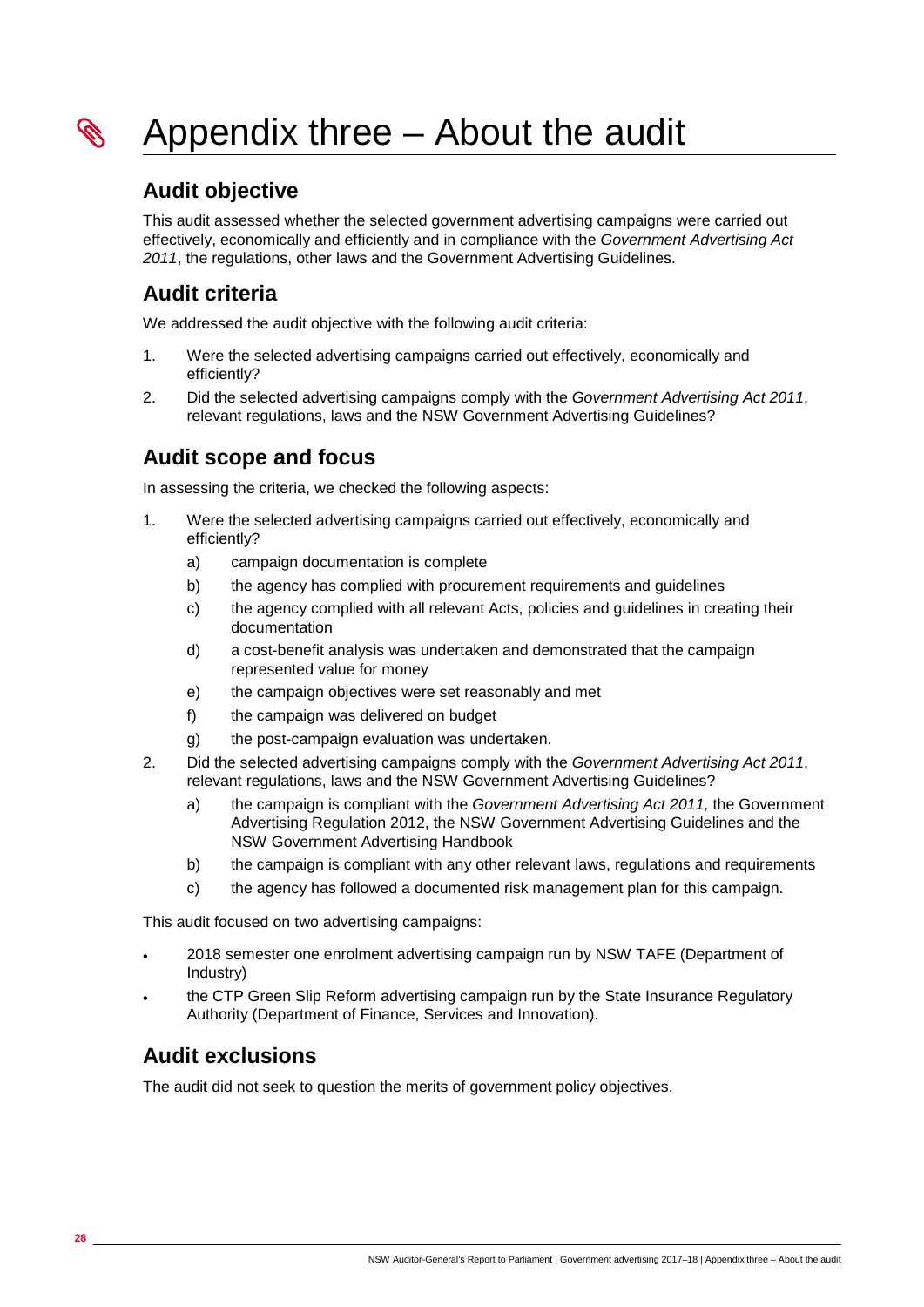# Appendix three – About the audit

## Audit objective

This audit assessed whether the selected government advertising campaigns were carried out effectively, economically and efficiently and in compliance with the *Government Advertising Act 2011*, the regulations, other laws and the Government Advertising Guidelines.

## Audit criteria

We addressed the audit objective with the following audit criteria:

1. Were the selected advertising campaigns carried out effectively, economically and efficiently?
2. Did the selected advertising campaigns comply with the *Government Advertising Act 2011*, relevant regulations, laws and the NSW Government Advertising Guidelines?

## Audit scope and focus

In assessing the criteria, we checked the following aspects:

1. Were the selected advertising campaigns carried out effectively, economically and efficiently?
   a) campaign documentation is complete
   b) the agency has complied with procurement requirements and guidelines
   c) the agency complied with all relevant Acts, policies and guidelines in creating their documentation
   d) a cost-benefit analysis was undertaken and demonstrated that the campaign represented value for money
   e) the campaign objectives were set reasonably and met
   f) the campaign was delivered on budget
   g) the post-campaign evaluation was undertaken.
2. Did the selected advertising campaigns comply with the *Government Advertising Act 2011*, relevant regulations, laws and the NSW Government Advertising Guidelines?
   a) the campaign is compliant with the *Government Advertising Act 2011,* the Government Advertising Regulation 2012, the NSW Government Advertising Guidelines and the NSW Government Advertising Handbook
   b) the campaign is compliant with any other relevant laws, regulations and requirements
   c) the agency has followed a documented risk management plan for this campaign.

This audit focused on two advertising campaigns:

- 2018 semester one enrolment advertising campaign run by NSW TAFE (Department of Industry)
- the CTP Green Slip Reform advertising campaign run by the State Insurance Regulatory Authority (Department of Finance, Services and Innovation).

## Audit exclusions

The audit did not seek to question the merits of government policy objectives.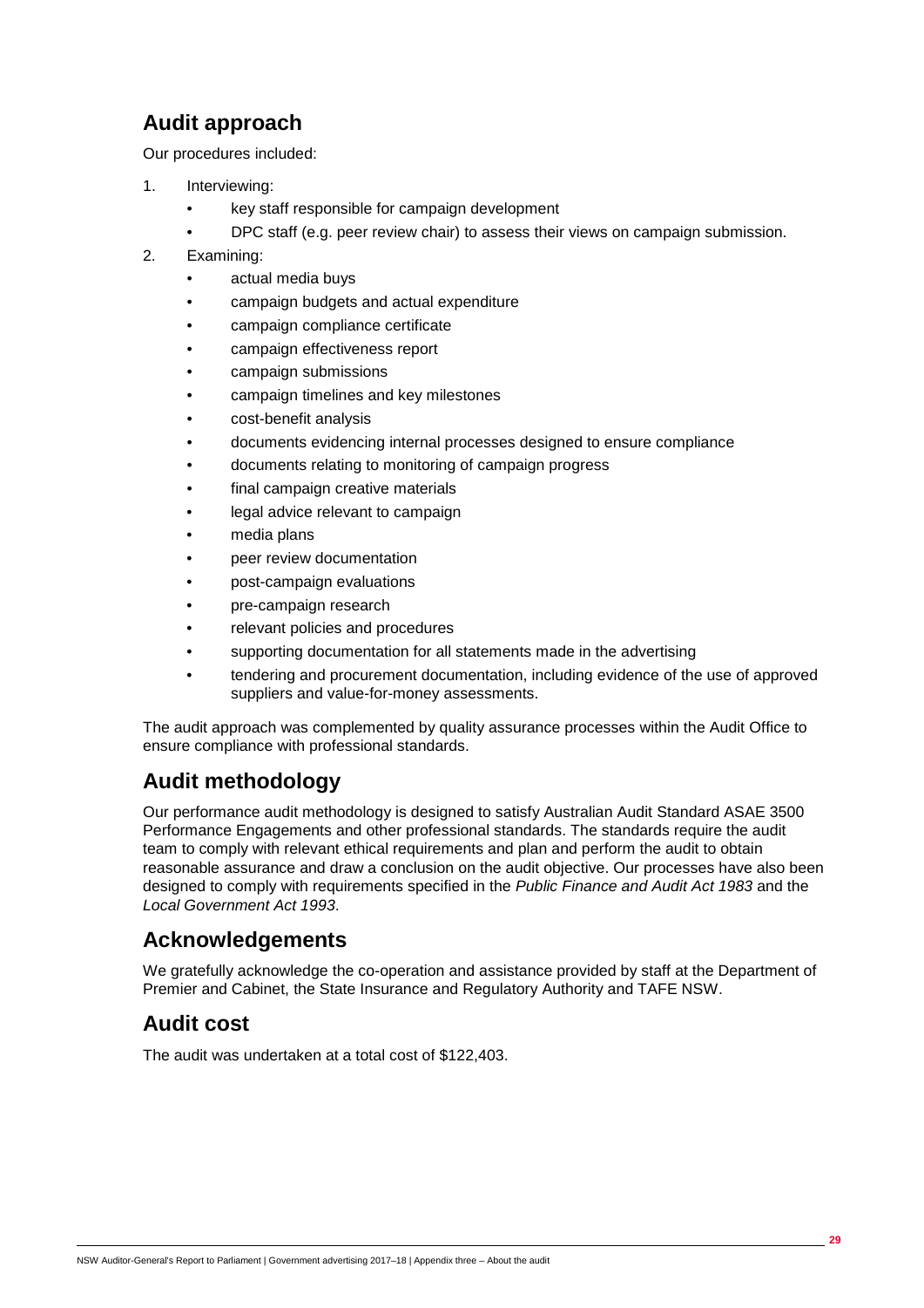## Audit approach

Our procedures included:

1. Interviewing:
   - key staff responsible for campaign development
   - DPC staff (e.g. peer review chair) to assess their views on campaign submission.
2. Examining:
   - actual media buys
   - campaign budgets and actual expenditure
   - campaign compliance certificate
   - campaign effectiveness report
   - campaign submissions
   - campaign timelines and key milestones
   - cost-benefit analysis
   - documents evidencing internal processes designed to ensure compliance
   - documents relating to monitoring of campaign progress
   - final campaign creative materials
   - legal advice relevant to campaign
   - media plans
   - peer review documentation
   - post-campaign evaluations
   - pre-campaign research
   - relevant policies and procedures
   - supporting documentation for all statements made in the advertising
   - tendering and procurement documentation, including evidence of the use of approved suppliers and value-for-money assessments.

The audit approach was complemented by quality assurance processes within the Audit Office to ensure compliance with professional standards.

## Audit methodology

Our performance audit methodology is designed to satisfy Australian Audit Standard ASAE 3500 Performance Engagements and other professional standards. The standards require the audit team to comply with relevant ethical requirements and plan and perform the audit to obtain reasonable assurance and draw a conclusion on the audit objective. Our processes have also been designed to comply with requirements specified in the *Public Finance and Audit Act 1983* and the *Local Government Act 1993*.

## Acknowledgements

We gratefully acknowledge the co-operation and assistance provided by staff at the Department of Premier and Cabinet, the State Insurance and Regulatory Authority and TAFE NSW.

## Audit cost

The audit was undertaken at a total cost of $122,403.